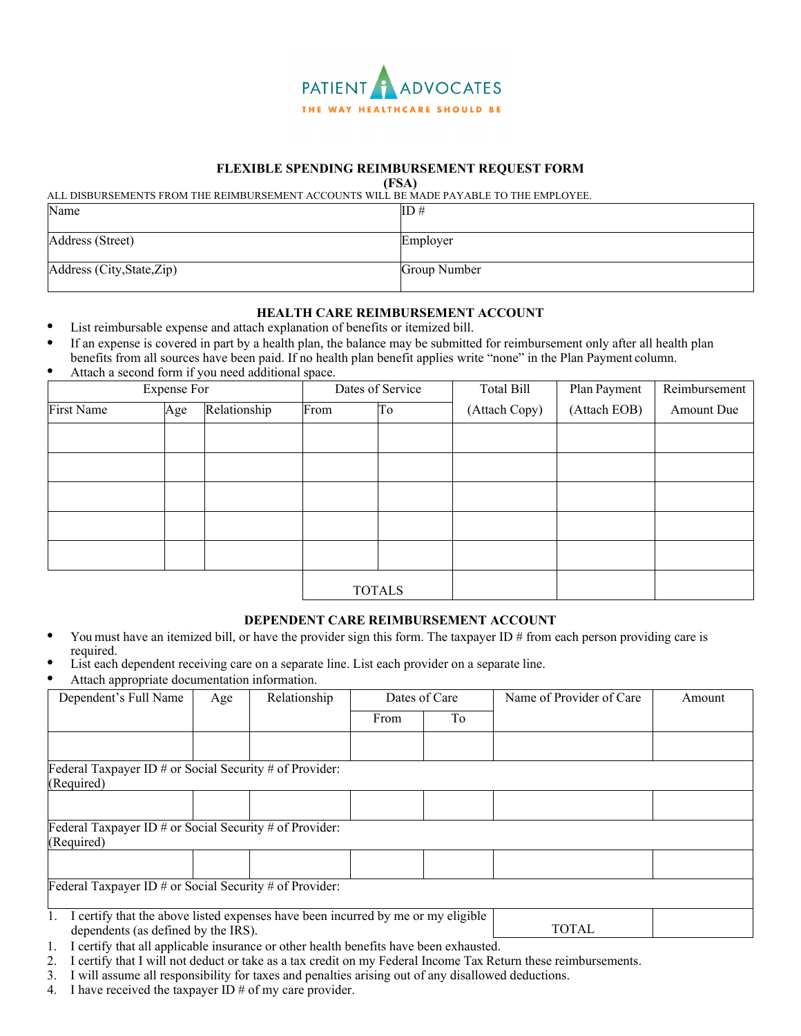PATIENT ADVOCATES

THE WAY HEALTHCARE SHOULD BE

## FLEXIBLE SPENDING REIMBURSEMENT REQUEST FORM (FSA)

ALL DISBURSEMENTS FROM THE REIMBURSEMENT ACCOUNTS WILL BE MADE PAYABLE TO THE EMPLOYEE.

| Name | ID # |
|---|---|
| Address (Street) | Employer |
| Address (City,State,Zip) | Group Number |

### HEALTH CARE REIMBURSEMENT ACCOUNT

- List reimbursable expense and attach explanation of benefits or itemized bill.
- If an expense is covered in part by a health plan, the balance may be submitted for reimbursement only after all health plan benefits from all sources have been paid. If no health plan benefit applies write "none" in the Plan Payment column.
- Attach a second form if you need additional space.

| Expense For | | | Dates of Service | | Total Bill | Plan Payment | Reimbursement |
|---|---|---|---|---|---|---|---|
| First Name | Age | Relationship | From | To | (Attach Copy) | (Attach EOB) | Amount Due |
| | | | | | | | |
| | | | | | | | |
| | | | | | | | |
| | | | | | | | |
| | | | | | | | |
| | | | TOTALS | | | | |

### DEPENDENT CARE REIMBURSEMENT ACCOUNT

- You must have an itemized bill, or have the provider sign this form. The taxpayer ID # from each person providing care is required.
- List each dependent receiving care on a separate line. List each provider on a separate line.
- Attach appropriate documentation information.

| Dependent's Full Name | Age | Relationship | Dates of Care | | Name of Provider of Care | Amount |
|---|---|---|---|---|---|---|
| | | | From | To | | |
| | | | | | | |
| Federal Taxpayer ID # or Social Security # of Provider: (Required) | | | | | | |
| | | | | | | |
| Federal Taxpayer ID # or Social Security # of Provider: (Required) | | | | | | |
| | | | | | | |
| Federal Taxpayer ID # or Social Security # of Provider: | | | | | | |
| | | | | | TOTAL | |

1. I certify that the above listed expenses have been incurred by me or my eligible dependents (as defined by the IRS).
1. I certify that all applicable insurance or other health benefits have been exhausted.
2. I certify that I will not deduct or take as a tax credit on my Federal Income Tax Return these reimbursements.
3. I will assume all responsibility for taxes and penalties arising out of any disallowed deductions.
4. I have received the taxpayer ID # of my care provider.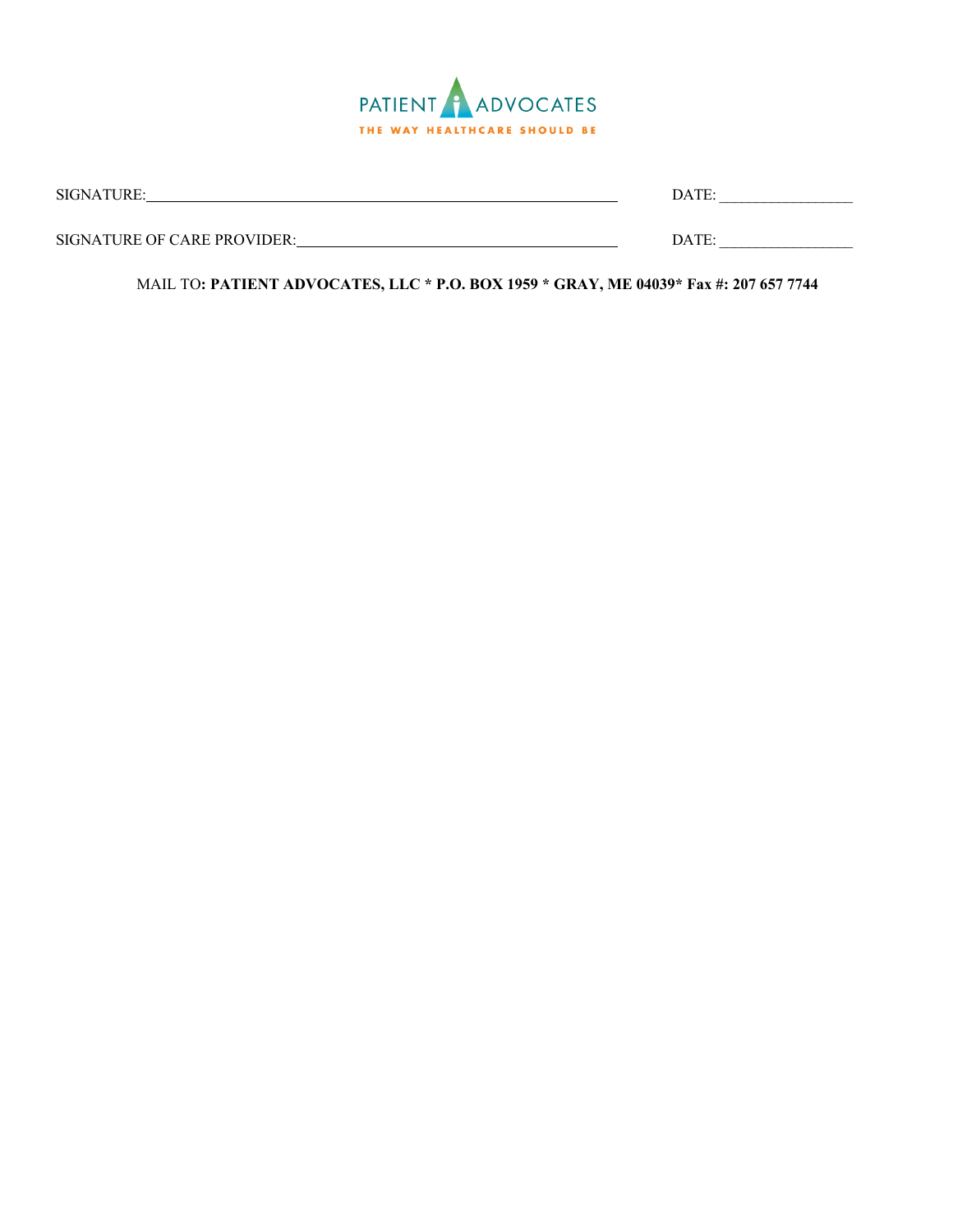PATIENT ADVOCATES

THE WAY HEALTHCARE SHOULD BE

SIGNATURE:______________________________________________________ DATE: ________________

SIGNATURE OF CARE PROVIDER:____________________________________ DATE: ________________

MAIL TO**: PATIENT ADVOCATES, LLC * P.O. BOX 1959 * GRAY, ME 04039* Fax #: 207 657 7744**